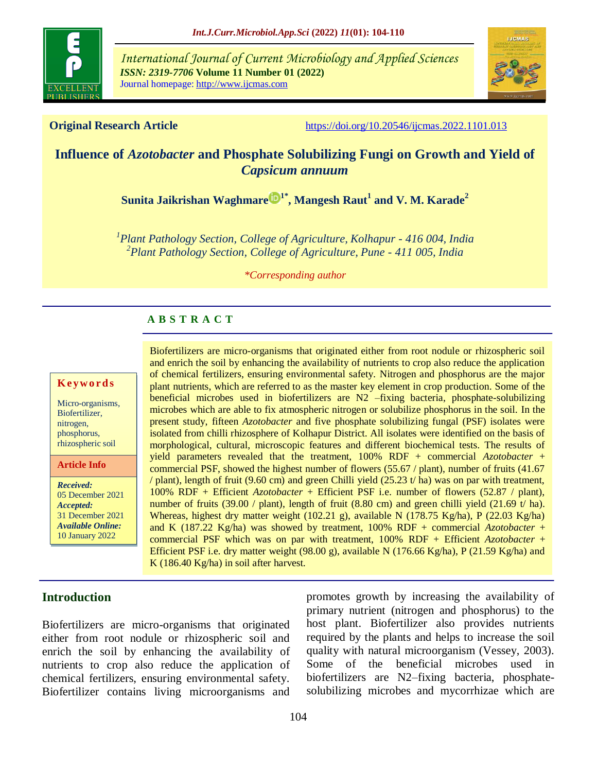International Journal of Current Microbiology and Applied Sciences
*ISSN: 2319-7706* **Volume 11 Number 01 (2022)**
Journal homepage: http://www.ijcmas.com

**Original Research Article** https://doi.org/10.20546/ijcmas.2022.1101.013

# Influence of *Azotobacter* and Phosphate Solubilizing Fungi on Growth and Yield of *Capsicum annuum*

**Sunita Jaikrishan Waghmare[1*], Mangesh Raut[1] and V. M. Karade[2]**

[1]*Plant Pathology Section, College of Agriculture, Kolhapur - 416 004, India*
[2]*Plant Pathology Section, College of Agriculture, Pune - 411 005, India*

**Corresponding author*

## ABSTRACT

Biofertilizers are micro-organisms that originated either from root nodule or rhizospheric soil and enrich the soil by enhancing the availability of nutrients to crop also reduce the application of chemical fertilizers, ensuring environmental safety. Nitrogen and phosphorus are the major plant nutrients, which are referred to as the master key element in crop production. Some of the beneficial microbes used in biofertilizers are N2 –fixing bacteria, phosphate-solubilizing microbes which are able to fix atmospheric nitrogen or solubilize phosphorus in the soil. In the present study, fifteen *Azotobacter* and five phosphate solubilizing fungal (PSF) isolates were isolated from chilli rhizosphere of Kolhapur District. All isolates were identified on the basis of morphological, cultural, microscopic features and different biochemical tests. The results of yield parameters revealed that the treatment, 100% RDF + commercial *Azotobacter* + commercial PSF, showed the highest number of flowers (55.67 / plant), number of fruits (41.67 / plant), length of fruit (9.60 cm) and green Chilli yield (25.23 t/ ha) was on par with treatment, 100% RDF + Efficient *Azotobacter* + Efficient PSF i.e. number of flowers (52.87 / plant), number of fruits (39.00 / plant), length of fruit (8.80 cm) and green chilli yield (21.69 t/ ha). Whereas, highest dry matter weight (102.21 g), available N (178.75 Kg/ha), P (22.03 Kg/ha) and K (187.22 Kg/ha) was showed by treatment, 100% RDF + commercial *Azotobacter* + commercial PSF which was on par with treatment, 100% RDF + Efficient *Azotobacter* + Efficient PSF i.e. dry matter weight (98.00 g), available N (176.66 Kg/ha), P (21.59 Kg/ha) and K (186.40 Kg/ha) in soil after harvest.

**Keywords**

Micro-organisms, Biofertilizer, nitrogen, phosphorus, rhizospheric soil

**Article Info**

***Received:*** 05 December 2021
***Accepted:*** 31 December 2021
***Available Online:*** 10 January 2022

## Introduction

Biofertilizers are micro-organisms that originated either from root nodule or rhizospheric soil and enrich the soil by enhancing the availability of nutrients to crop also reduce the application of chemical fertilizers, ensuring environmental safety. Biofertilizer contains living microorganisms and promotes growth by increasing the availability of primary nutrient (nitrogen and phosphorus) to the host plant. Biofertilizer also provides nutrients required by the plants and helps to increase the soil quality with natural microorganism (Vessey, 2003). Some of the beneficial microbes used in biofertilizers are N2–fixing bacteria, phosphate-solubilizing microbes and mycorrhizae which are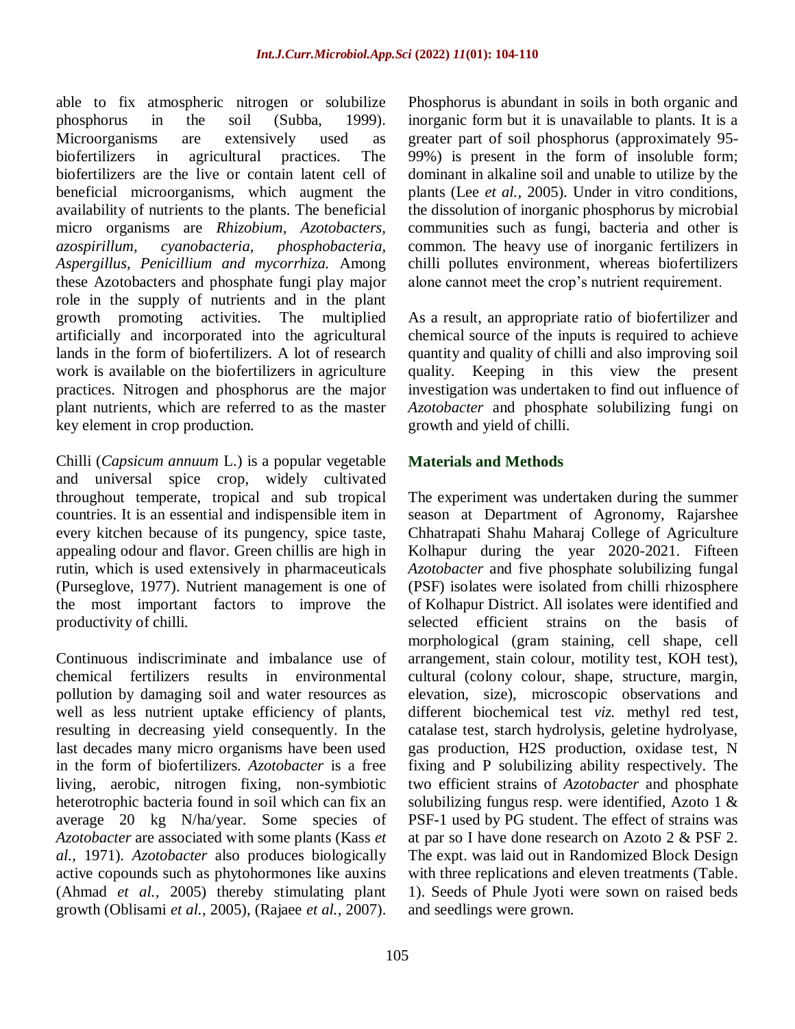able to fix atmospheric nitrogen or solubilize phosphorus in the soil (Subba, 1999). Microorganisms are extensively used as biofertilizers in agricultural practices. The biofertilizers are the live or contain latent cell of beneficial microorganisms, which augment the availability of nutrients to the plants. The beneficial micro organisms are *Rhizobium, Azotobacters, azospirillum, cyanobacteria, phosphobacteria, Aspergillus, Penicillium and mycorrhiza.* Among these Azotobacters and phosphate fungi play major role in the supply of nutrients and in the plant growth promoting activities. The multiplied artificially and incorporated into the agricultural lands in the form of biofertilizers. A lot of research work is available on the biofertilizers in agriculture practices. Nitrogen and phosphorus are the major plant nutrients, which are referred to as the master key element in crop production.

Chilli (*Capsicum annuum* L.) is a popular vegetable and universal spice crop, widely cultivated throughout temperate, tropical and sub tropical countries. It is an essential and indispensible item in every kitchen because of its pungency, spice taste, appealing odour and flavor. Green chillis are high in rutin, which is used extensively in pharmaceuticals (Purseglove, 1977). Nutrient management is one of the most important factors to improve the productivity of chilli.

Continuous indiscriminate and imbalance use of chemical fertilizers results in environmental pollution by damaging soil and water resources as well as less nutrient uptake efficiency of plants, resulting in decreasing yield consequently. In the last decades many micro organisms have been used in the form of biofertilizers. *Azotobacter* is a free living, aerobic, nitrogen fixing, non-symbiotic heterotrophic bacteria found in soil which can fix an average 20 kg N/ha/year. Some species of *Azotobacter* are associated with some plants (Kass *et al.,* 1971). *Azotobacter* also produces biologically active copounds such as phytohormones like auxins (Ahmad *et al.,* 2005) thereby stimulating plant growth (Oblisami *et al.,* 2005), (Rajaee *et al.,* 2007).

Phosphorus is abundant in soils in both organic and inorganic form but it is unavailable to plants. It is a greater part of soil phosphorus (approximately 95-99%) is present in the form of insoluble form; dominant in alkaline soil and unable to utilize by the plants (Lee *et al.,* 2005). Under in vitro conditions, the dissolution of inorganic phosphorus by microbial communities such as fungi, bacteria and other is common. The heavy use of inorganic fertilizers in chilli pollutes environment, whereas biofertilizers alone cannot meet the crop's nutrient requirement.

As a result, an appropriate ratio of biofertilizer and chemical source of the inputs is required to achieve quantity and quality of chilli and also improving soil quality. Keeping in this view the present investigation was undertaken to find out influence of *Azotobacter* and phosphate solubilizing fungi on growth and yield of chilli.

## Materials and Methods

The experiment was undertaken during the summer season at Department of Agronomy, Rajarshee Chhatrapati Shahu Maharaj College of Agriculture Kolhapur during the year 2020-2021. Fifteen *Azotobacter* and five phosphate solubilizing fungal (PSF) isolates were isolated from chilli rhizosphere of Kolhapur District. All isolates were identified and selected efficient strains on the basis of morphological (gram staining, cell shape, cell arrangement, stain colour, motility test, KOH test), cultural (colony colour, shape, structure, margin, elevation, size), microscopic observations and different biochemical test *viz.* methyl red test, catalase test, starch hydrolysis, geletine hydrolyase, gas production, H2S production, oxidase test, N fixing and P solubilizing ability respectively. The two efficient strains of *Azotobacter* and phosphate solubilizing fungus resp. were identified, Azoto 1 & PSF-1 used by PG student. The effect of strains was at par so I have done research on Azoto 2 & PSF 2. The expt. was laid out in Randomized Block Design with three replications and eleven treatments (Table. 1). Seeds of Phule Jyoti were sown on raised beds and seedlings were grown.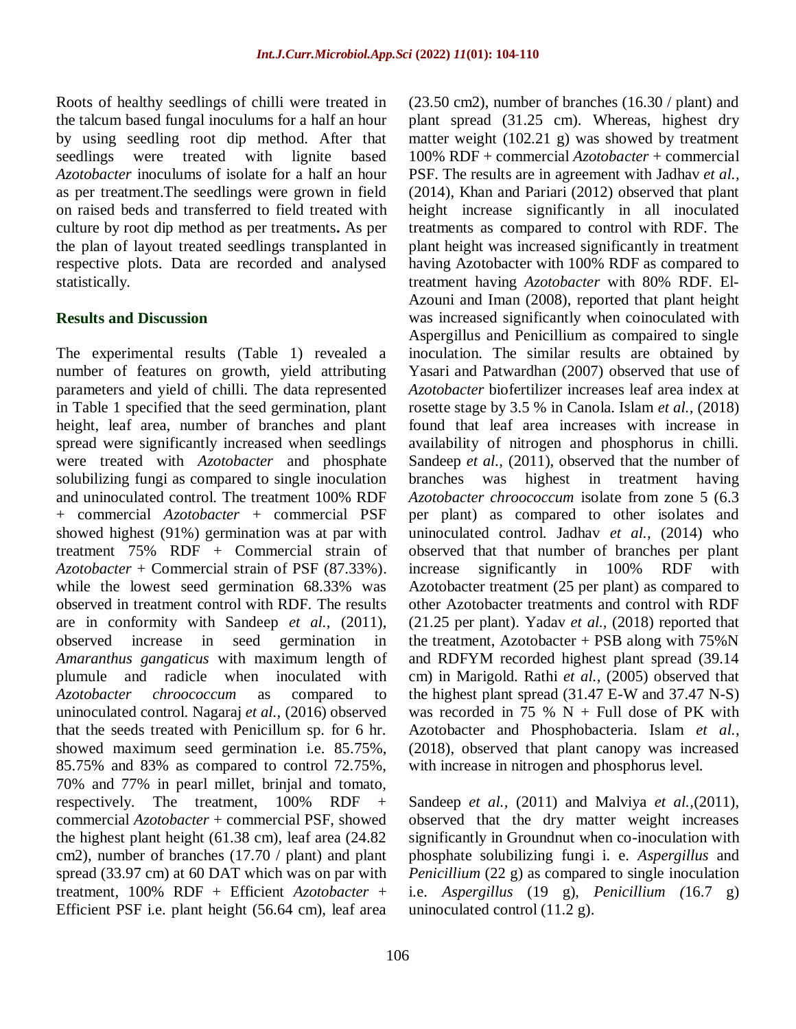Roots of healthy seedlings of chilli were treated in the talcum based fungal inoculums for a half an hour by using seedling root dip method. After that seedlings were treated with lignite based *Azotobacter* inoculums of isolate for a half an hour as per treatment.The seedlings were grown in field on raised beds and transferred to field treated with culture by root dip method as per treatments**.** As per the plan of layout treated seedlings transplanted in respective plots. Data are recorded and analysed statistically.

## Results and Discussion

The experimental results (Table 1) revealed a number of features on growth, yield attributing parameters and yield of chilli. The data represented in Table 1 specified that the seed germination, plant height, leaf area, number of branches and plant spread were significantly increased when seedlings were treated with *Azotobacter* and phosphate solubilizing fungi as compared to single inoculation and uninoculated control. The treatment 100% RDF + commercial *Azotobacter* + commercial PSF showed highest (91%) germination was at par with treatment 75% RDF + Commercial strain of *Azotobacter* + Commercial strain of PSF (87.33%). while the lowest seed germination 68.33% was observed in treatment control with RDF. The results are in conformity with Sandeep *et al.,* (2011), observed increase in seed germination in *Amaranthus gangaticus* with maximum length of plumule and radicle when inoculated with *Azotobacter chroococcum* as compared to uninoculated control. Nagaraj *et al.,* (2016) observed that the seeds treated with Penicillum sp. for 6 hr. showed maximum seed germination i.e. 85.75%, 85.75% and 83% as compared to control 72.75%, 70% and 77% in pearl millet, brinjal and tomato, respectively. The treatment, 100% RDF + commercial *Azotobacter* + commercial PSF, showed the highest plant height (61.38 cm), leaf area (24.82 cm2), number of branches (17.70 / plant) and plant spread (33.97 cm) at 60 DAT which was on par with treatment, 100% RDF + Efficient *Azotobacter* + Efficient PSF i.e. plant height (56.64 cm), leaf area (23.50 cm2), number of branches (16.30 / plant) and plant spread (31.25 cm). Whereas, highest dry matter weight (102.21 g) was showed by treatment 100% RDF + commercial *Azotobacter* + commercial PSF. The results are in agreement with Jadhav *et al.,* (2014), Khan and Pariari (2012) observed that plant height increase significantly in all inoculated treatments as compared to control with RDF. The plant height was increased significantly in treatment having Azotobacter with 100% RDF as compared to treatment having *Azotobacter* with 80% RDF. El-Azouni and Iman (2008), reported that plant height was increased significantly when coinoculated with Aspergillus and Penicillium as compaired to single inoculation. The similar results are obtained by Yasari and Patwardhan (2007) observed that use of *Azotobacter* biofertilizer increases leaf area index at rosette stage by 3.5 % in Canola. Islam *et al.,* (2018) found that leaf area increases with increase in availability of nitrogen and phosphorus in chilli. Sandeep *et al.,* (2011), observed that the number of branches was highest in treatment having *Azotobacter chroococcum* isolate from zone 5 (6.3 per plant) as compared to other isolates and uninoculated control. Jadhav *et al.,* (2014) who observed that that number of branches per plant increase significantly in 100% RDF with Azotobacter treatment (25 per plant) as compared to other Azotobacter treatments and control with RDF (21.25 per plant). Yadav *et al.,* (2018) reported that the treatment, Azotobacter + PSB along with 75%N and RDFYM recorded highest plant spread (39.14 cm) in Marigold. Rathi *et al.,* (2005) observed that the highest plant spread (31.47 E-W and 37.47 N-S) was recorded in 75 % N + Full dose of PK with Azotobacter and Phosphobacteria. Islam *et al.,* (2018), observed that plant canopy was increased with increase in nitrogen and phosphorus level.

Sandeep *et al.,* (2011) and Malviya *et al.,*(2011), observed that the dry matter weight increases significantly in Groundnut when co-inoculation with phosphate solubilizing fungi i. e. *Aspergillus* and *Penicillium* (22 g) as compared to single inoculation i.e. *Aspergillus* (19 g), *Penicillium (*16.7 g) uninoculated control (11.2 g).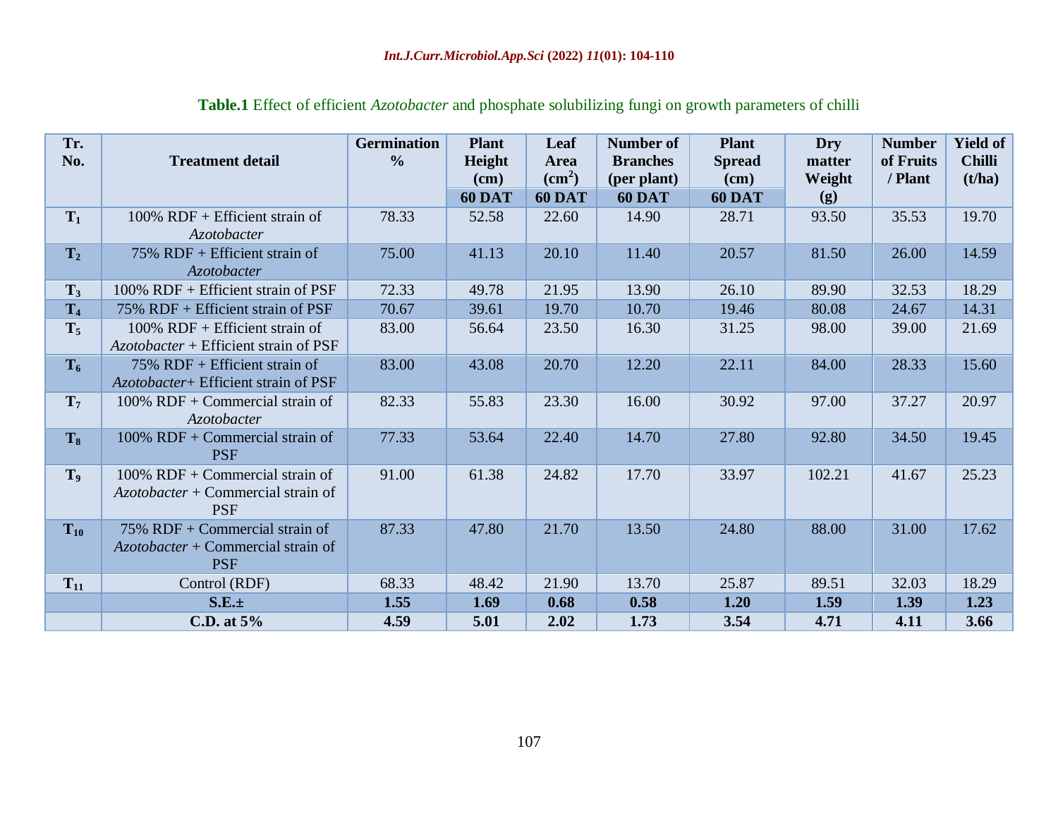**Table.1** Effect of efficient *Azotobacter* and phosphate solubilizing fungi on growth parameters of chilli

| Tr. No. | Treatment detail | Germination % | Plant Height (cm) | Leaf Area ($cm^2$) | Number of Branches (per plant) | Plant Spread (cm) | Dry matter Weight (g) | Number of Fruits / Plant | Yield of Chilli (t/ha) |
|---|---|---|---|---|---|---|---|---|---|
| | | | 60 DAT | 60 DAT | 60 DAT | 60 DAT | | | |
| $T_1$ | 100% RDF + Efficient strain of *Azotobacter* | 78.33 | 52.58 | 22.60 | 14.90 | 28.71 | 93.50 | 35.53 | 19.70 |
| $T_2$ | 75% RDF + Efficient strain of *Azotobacter* | 75.00 | 41.13 | 20.10 | 11.40 | 20.57 | 81.50 | 26.00 | 14.59 |
| $T_3$ | 100% RDF + Efficient strain of PSF | 72.33 | 49.78 | 21.95 | 13.90 | 26.10 | 89.90 | 32.53 | 18.29 |
| $T_4$ | 75% RDF + Efficient strain of PSF | 70.67 | 39.61 | 19.70 | 10.70 | 19.46 | 80.08 | 24.67 | 14.31 |
| $T_5$ | 100% RDF + Efficient strain of *Azotobacter* + Efficient strain of PSF | 83.00 | 56.64 | 23.50 | 16.30 | 31.25 | 98.00 | 39.00 | 21.69 |
| $T_6$ | 75% RDF + Efficient strain of *Azotobacter*+ Efficient strain of PSF | 83.00 | 43.08 | 20.70 | 12.20 | 22.11 | 84.00 | 28.33 | 15.60 |
| $T_7$ | 100% RDF + Commercial strain of *Azotobacter* | 82.33 | 55.83 | 23.30 | 16.00 | 30.92 | 97.00 | 37.27 | 20.97 |
| $T_8$ | 100% RDF + Commercial strain of PSF | 77.33 | 53.64 | 22.40 | 14.70 | 27.80 | 92.80 | 34.50 | 19.45 |
| $T_9$ | 100% RDF + Commercial strain of *Azotobacter* + Commercial strain of PSF | 91.00 | 61.38 | 24.82 | 17.70 | 33.97 | 102.21 | 41.67 | 25.23 |
| $T_{10}$ | 75% RDF + Commercial strain of *Azotobacter* + Commercial strain of PSF | 87.33 | 47.80 | 21.70 | 13.50 | 24.80 | 88.00 | 31.00 | 17.62 |
| $T_{11}$ | Control (RDF) | 68.33 | 48.42 | 21.90 | 13.70 | 25.87 | 89.51 | 32.03 | 18.29 |
| | **S.E.±** | **1.55** | **1.69** | **0.68** | **0.58** | **1.20** | **1.59** | **1.39** | **1.23** |
| | **C.D. at 5%** | **4.59** | **5.01** | **2.02** | **1.73** | **3.54** | **4.71** | **4.11** | **3.66** |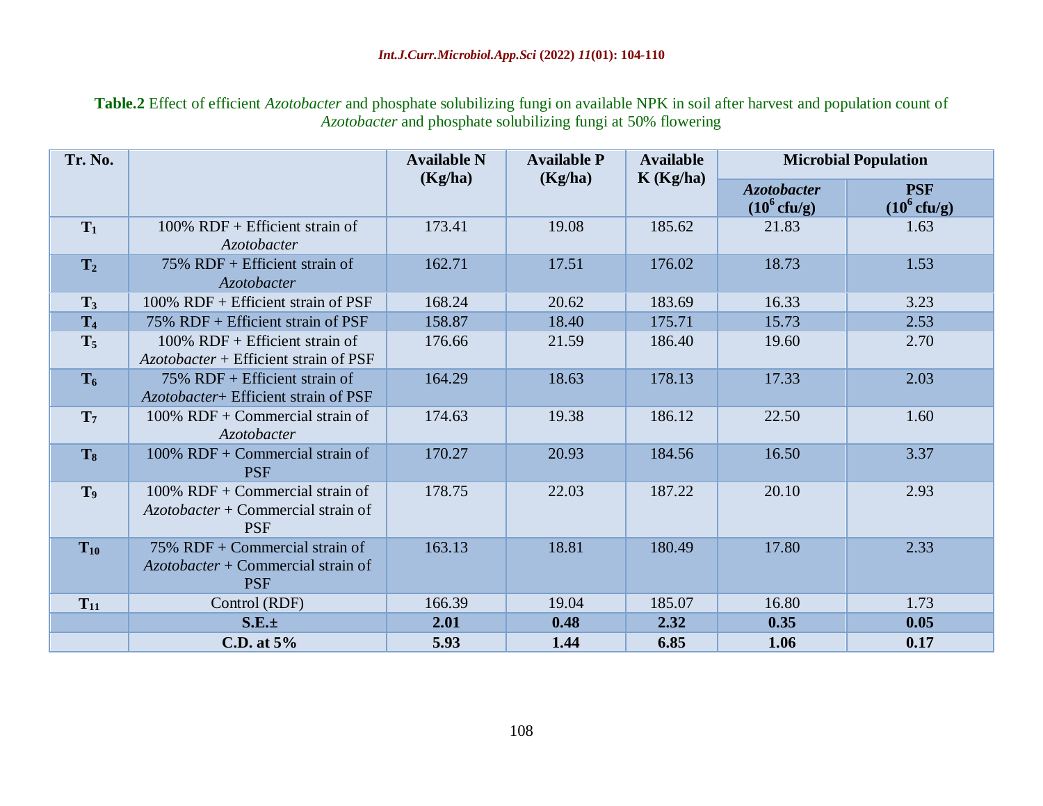**Table.2** Effect of efficient *Azotobacter* and phosphate solubilizing fungi on available NPK in soil after harvest and population count of *Azotobacter* and phosphate solubilizing fungi at 50% flowering

| Tr. No. | | Available N (Kg/ha) | Available P (Kg/ha) | Available K (Kg/ha) | Microbial Population | |
|---|---|---|---|---|---|---|
| | | | | | *Azotobacter* ($10^6$ cfu/g) | PSF ($10^6$ cfu/g) |
| $T_1$ | 100% RDF + Efficient strain of *Azotobacter* | 173.41 | 19.08 | 185.62 | 21.83 | 1.63 |
| $T_2$ | 75% RDF + Efficient strain of *Azotobacter* | 162.71 | 17.51 | 176.02 | 18.73 | 1.53 |
| $T_3$ | 100% RDF + Efficient strain of PSF | 168.24 | 20.62 | 183.69 | 16.33 | 3.23 |
| $T_4$ | 75% RDF + Efficient strain of PSF | 158.87 | 18.40 | 175.71 | 15.73 | 2.53 |
| $T_5$ | 100% RDF + Efficient strain of *Azotobacter* + Efficient strain of PSF | 176.66 | 21.59 | 186.40 | 19.60 | 2.70 |
| $T_6$ | 75% RDF + Efficient strain of *Azotobacter*+ Efficient strain of PSF | 164.29 | 18.63 | 178.13 | 17.33 | 2.03 |
| $T_7$ | 100% RDF + Commercial strain of *Azotobacter* | 174.63 | 19.38 | 186.12 | 22.50 | 1.60 |
| $T_8$ | 100% RDF + Commercial strain of PSF | 170.27 | 20.93 | 184.56 | 16.50 | 3.37 |
| $T_9$ | 100% RDF + Commercial strain of *Azotobacter* + Commercial strain of PSF | 178.75 | 22.03 | 187.22 | 20.10 | 2.93 |
| $T_{10}$ | 75% RDF + Commercial strain of *Azotobacter* + Commercial strain of PSF | 163.13 | 18.81 | 180.49 | 17.80 | 2.33 |
| $T_{11}$ | Control (RDF) | 166.39 | 19.04 | 185.07 | 16.80 | 1.73 |
| | **S.E.±** | **2.01** | **0.48** | **2.32** | **0.35** | **0.05** |
| | **C.D. at 5%** | **5.93** | **1.44** | **6.85** | **1.06** | **0.17** |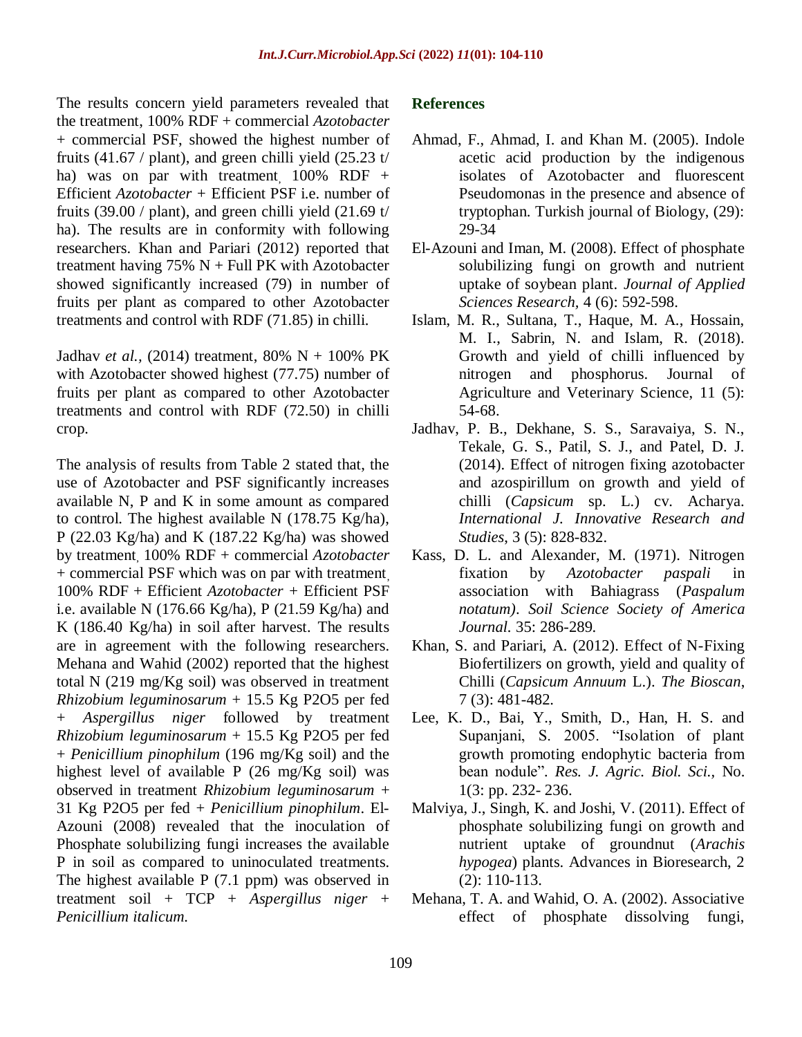The results concern yield parameters revealed that the treatment, 100% RDF + commercial *Azotobacter* + commercial PSF, showed the highest number of fruits (41.67 / plant), and green chilli yield (25.23 t/ ha) was on par with treatment, 100% RDF + Efficient *Azotobacter* + Efficient PSF i.e. number of fruits (39.00 / plant), and green chilli yield (21.69 t/ ha). The results are in conformity with following researchers. Khan and Pariari (2012) reported that treatment having 75% N + Full PK with Azotobacter showed significantly increased (79) in number of fruits per plant as compared to other Azotobacter treatments and control with RDF (71.85) in chilli.

Jadhav *et al.*, (2014) treatment, 80% N + 100% PK with Azotobacter showed highest (77.75) number of fruits per plant as compared to other Azotobacter treatments and control with RDF (72.50) in chilli crop.

The analysis of results from Table 2 stated that, the use of Azotobacter and PSF significantly increases available N, P and K in some amount as compared to control. The highest available N (178.75 Kg/ha), P (22.03 Kg/ha) and K (187.22 Kg/ha) was showed by treatment, 100% RDF + commercial *Azotobacter* + commercial PSF which was on par with treatment, 100% RDF + Efficient *Azotobacter* + Efficient PSF i.e. available N (176.66 Kg/ha), P (21.59 Kg/ha) and K (186.40 Kg/ha) in soil after harvest. The results are in agreement with the following researchers. Mehana and Wahid (2002) reported that the highest total N (219 mg/Kg soil) was observed in treatment *Rhizobium leguminosarum* + 15.5 Kg P2O5 per fed + *Aspergillus niger* followed by treatment *Rhizobium leguminosarum* + 15.5 Kg P2O5 per fed + *Penicillium pinophilum* (196 mg/Kg soil) and the highest level of available P (26 mg/Kg soil) was observed in treatment *Rhizobium leguminosarum* + 31 Kg P2O5 per fed + *Penicillium pinophilum*. El-Azouni (2008) revealed that the inoculation of Phosphate solubilizing fungi increases the available P in soil as compared to uninoculated treatments. The highest available P (7.1 ppm) was observed in treatment soil + TCP + *Aspergillus niger* + *Penicillium italicum.*

## References

Ahmad, F., Ahmad, I. and Khan M. (2005). Indole acetic acid production by the indigenous isolates of Azotobacter and fluorescent Pseudomonas in the presence and absence of tryptophan. Turkish journal of Biology, (29): 29-34

El-Azouni and Iman, M. (2008). Effect of phosphate solubilizing fungi on growth and nutrient uptake of soybean plant. *Journal of Applied Sciences Research*, 4 (6): 592-598.

Islam, M. R., Sultana, T., Haque, M. A., Hossain, M. I., Sabrin, N. and Islam, R. (2018). Growth and yield of chilli influenced by nitrogen and phosphorus. Journal of Agriculture and Veterinary Science, 11 (5): 54-68.

Jadhav, P. B., Dekhane, S. S., Saravaiya, S. N., Tekale, G. S., Patil, S. J., and Patel, D. J. (2014). Effect of nitrogen fixing azotobacter and azospirillum on growth and yield of chilli (*Capsicum* sp. L.) cv. Acharya. *International J. Innovative Research and Studies*, 3 (5): 828-832.

Kass, D. L. and Alexander, M. (1971). Nitrogen fixation by *Azotobacter paspali* in association with Bahiagrass (*Paspalum notatum)*. *Soil Science Society of America Journal.* 35: 286-289.

Khan, S. and Pariari, A. (2012). Effect of N-Fixing Biofertilizers on growth, yield and quality of Chilli (*Capsicum Annuum* L.). *The Bioscan*, 7 (3): 481-482.

Lee, K. D., Bai, Y., Smith, D., Han, H. S. and Supanjani, S. 2005. "Isolation of plant growth promoting endophytic bacteria from bean nodule". *Res. J. Agric. Biol. Sci.*, No. 1(3: pp. 232- 236.

Malviya, J., Singh, K. and Joshi, V. (2011). Effect of phosphate solubilizing fungi on growth and nutrient uptake of groundnut (*Arachis hypogea*) plants. Advances in Bioresearch, 2 (2): 110-113.

Mehana, T. A. and Wahid, O. A. (2002). Associative effect of phosphate dissolving fungi,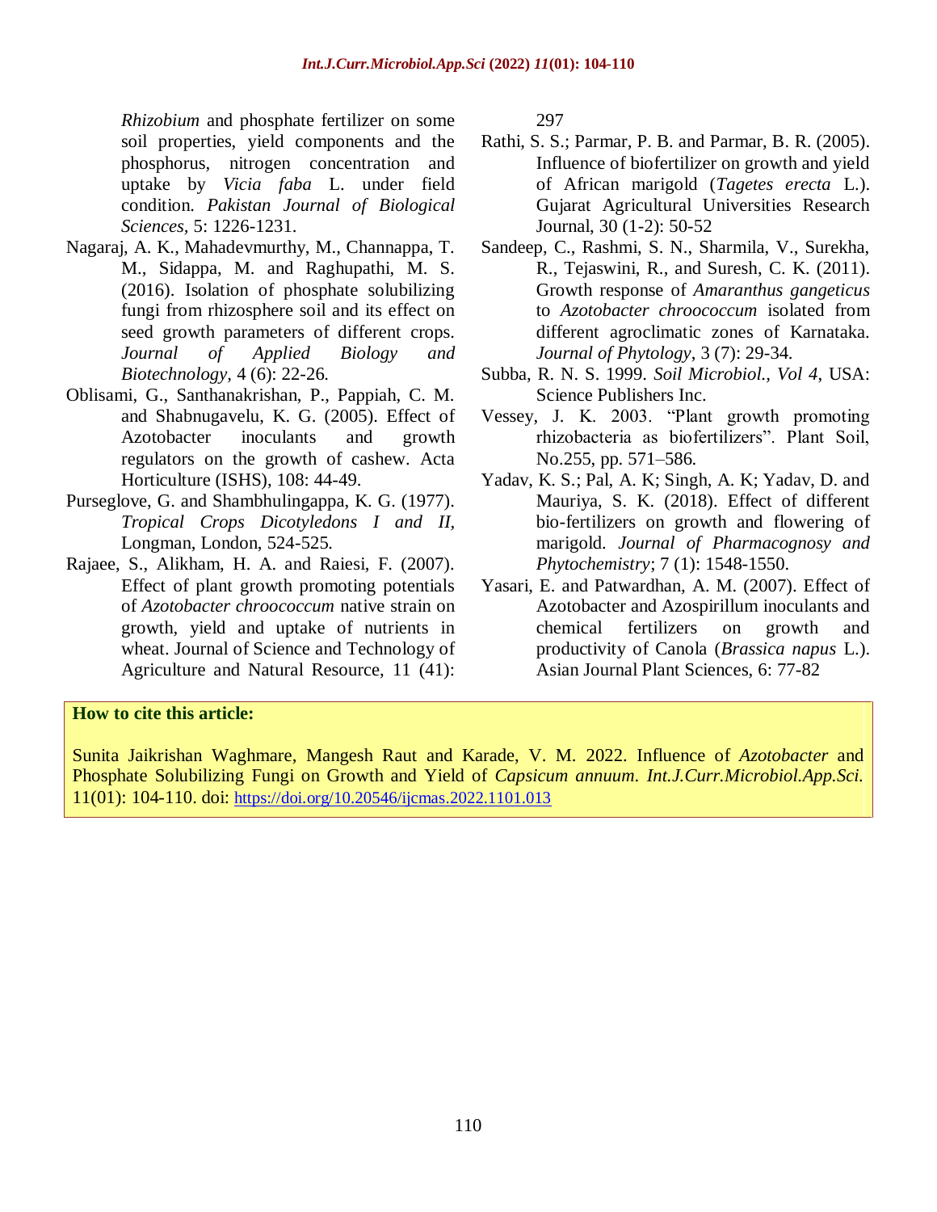Rhizobium and phosphate fertilizer on some soil properties, yield components and the phosphorus, nitrogen concentration and uptake by *Vicia faba* L. under field condition. *Pakistan Journal of Biological Sciences*, 5: 1226-1231.

Nagaraj, A. K., Mahadevmurthy, M., Channappa, T. M., Sidappa, M. and Raghupathi, M. S. (2016). Isolation of phosphate solubilizing fungi from rhizosphere soil and its effect on seed growth parameters of different crops. *Journal of Applied Biology and Biotechnology*, 4 (6): 22-26.

Oblisami, G., Santhanakrishan, P., Pappiah, C. M. and Shabnugavelu, K. G. (2005). Effect of Azotobacter inoculants and growth regulators on the growth of cashew. Acta Horticulture (ISHS), 108: 44-49.

Purseglove, G. and Shambhulingappa, K. G. (1977). *Tropical Crops Dicotyledons I and II*, Longman, London, 524-525.

Rajaee, S., Alikham, H. A. and Raiesi, F. (2007). Effect of plant growth promoting potentials of *Azotobacter chroococcum* native strain on growth, yield and uptake of nutrients in wheat. Journal of Science and Technology of Agriculture and Natural Resource, 11 (41): 297

Rathi, S. S.; Parmar, P. B. and Parmar, B. R. (2005). Influence of biofertilizer on growth and yield of African marigold (*Tagetes erecta* L.). Gujarat Agricultural Universities Research Journal, 30 (1-2): 50-52

Sandeep, C., Rashmi, S. N., Sharmila, V., Surekha, R., Tejaswini, R., and Suresh, C. K. (2011). Growth response of *Amaranthus gangeticus* to *Azotobacter chroococcum* isolated from different agroclimatic zones of Karnataka. *Journal of Phytology*, 3 (7): 29-34.

Subba, R. N. S. 1999. *Soil Microbiol., Vol 4*, USA: Science Publishers Inc.

Vessey, J. K. 2003. "Plant growth promoting rhizobacteria as biofertilizers". Plant Soil, No.255, pp. 571–586.

Yadav, K. S.; Pal, A. K; Singh, A. K; Yadav, D. and Mauriya, S. K. (2018). Effect of different bio-fertilizers on growth and flowering of marigold. *Journal of Pharmacognosy and Phytochemistry*; 7 (1): 1548-1550.

Yasari, E. and Patwardhan, A. M. (2007). Effect of Azotobacter and Azospirillum inoculants and chemical fertilizers on growth and productivity of Canola (*Brassica napus* L.). Asian Journal Plant Sciences, 6: 77-82

**How to cite this article:**

Sunita Jaikrishan Waghmare, Mangesh Raut and Karade, V. M. 2022. Influence of *Azotobacter* and Phosphate Solubilizing Fungi on Growth and Yield of *Capsicum annuum*. *Int.J.Curr.Microbiol.App.Sci.* 11(01): 104-110. doi: https://doi.org/10.20546/ijcmas.2022.1101.013